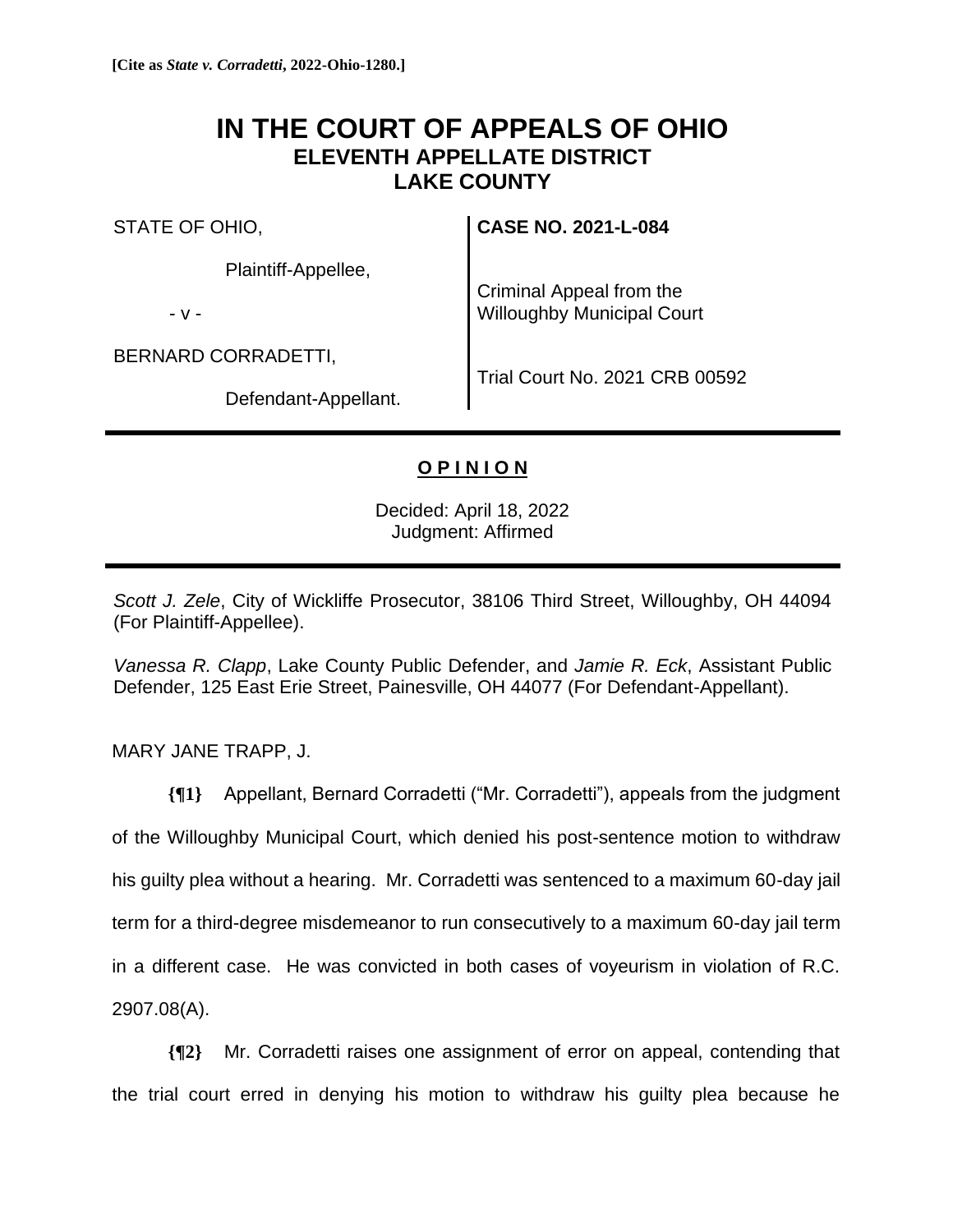**[Cite as *State v. Corradetti*, 2022-Ohio-1280.]**

# IN THE COURT OF APPEALS OF OHIO
## ELEVENTH APPELLATE DISTRICT
## LAKE COUNTY

| | |
|---|---|
| STATE OF OHIO,<br><br>Plaintiff-Appellee,<br><br>- v -<br><br>BERNARD CORRADETTI,<br><br>Defendant-Appellant. | **CASE NO. 2021-L-084**<br><br>Criminal Appeal from the Willoughby Municipal Court<br><br>Trial Court No. 2021 CRB 00592 |

---

**O P I N I O N**

Decided: April 18, 2022
Judgment: Affirmed

---

*Scott J. Zele*, City of Wickliffe Prosecutor, 38106 Third Street, Willoughby, OH 44094 (For Plaintiff-Appellee).

*Vanessa R. Clapp*, Lake County Public Defender, and *Jamie R. Eck*, Assistant Public Defender, 125 East Erie Street, Painesville, OH 44077 (For Defendant-Appellant).

MARY JANE TRAPP, J.

**{¶1}** Appellant, Bernard Corradetti ("Mr. Corradetti"), appeals from the judgment of the Willoughby Municipal Court, which denied his post-sentence motion to withdraw his guilty plea without a hearing. Mr. Corradetti was sentenced to a maximum 60-day jail term for a third-degree misdemeanor to run consecutively to a maximum 60-day jail term in a different case. He was convicted in both cases of voyeurism in violation of R.C. 2907.08(A).

**{¶2}** Mr. Corradetti raises one assignment of error on appeal, contending that the trial court erred in denying his motion to withdraw his guilty plea because he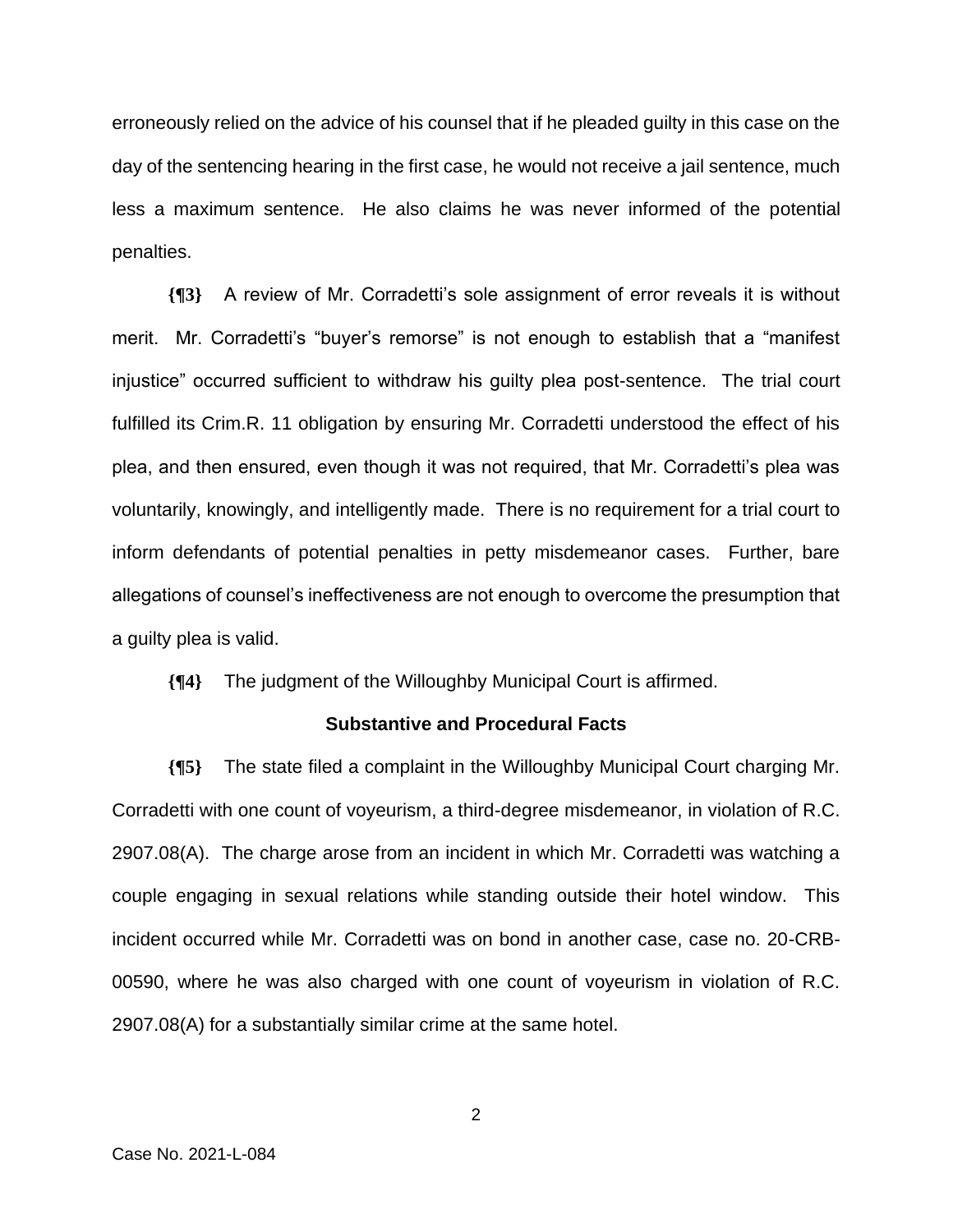erroneously relied on the advice of his counsel that if he pleaded guilty in this case on the day of the sentencing hearing in the first case, he would not receive a jail sentence, much less a maximum sentence. He also claims he was never informed of the potential penalties.

**{¶3}** A review of Mr. Corradetti's sole assignment of error reveals it is without merit. Mr. Corradetti's "buyer's remorse" is not enough to establish that a "manifest injustice" occurred sufficient to withdraw his guilty plea post-sentence. The trial court fulfilled its Crim.R. 11 obligation by ensuring Mr. Corradetti understood the effect of his plea, and then ensured, even though it was not required, that Mr. Corradetti's plea was voluntarily, knowingly, and intelligently made. There is no requirement for a trial court to inform defendants of potential penalties in petty misdemeanor cases. Further, bare allegations of counsel's ineffectiveness are not enough to overcome the presumption that a guilty plea is valid.

**{¶4}** The judgment of the Willoughby Municipal Court is affirmed.

### Substantive and Procedural Facts

**{¶5}** The state filed a complaint in the Willoughby Municipal Court charging Mr. Corradetti with one count of voyeurism, a third-degree misdemeanor, in violation of R.C. 2907.08(A). The charge arose from an incident in which Mr. Corradetti was watching a couple engaging in sexual relations while standing outside their hotel window. This incident occurred while Mr. Corradetti was on bond in another case, case no. 20-CRB-00590, where he was also charged with one count of voyeurism in violation of R.C. 2907.08(A) for a substantially similar crime at the same hotel.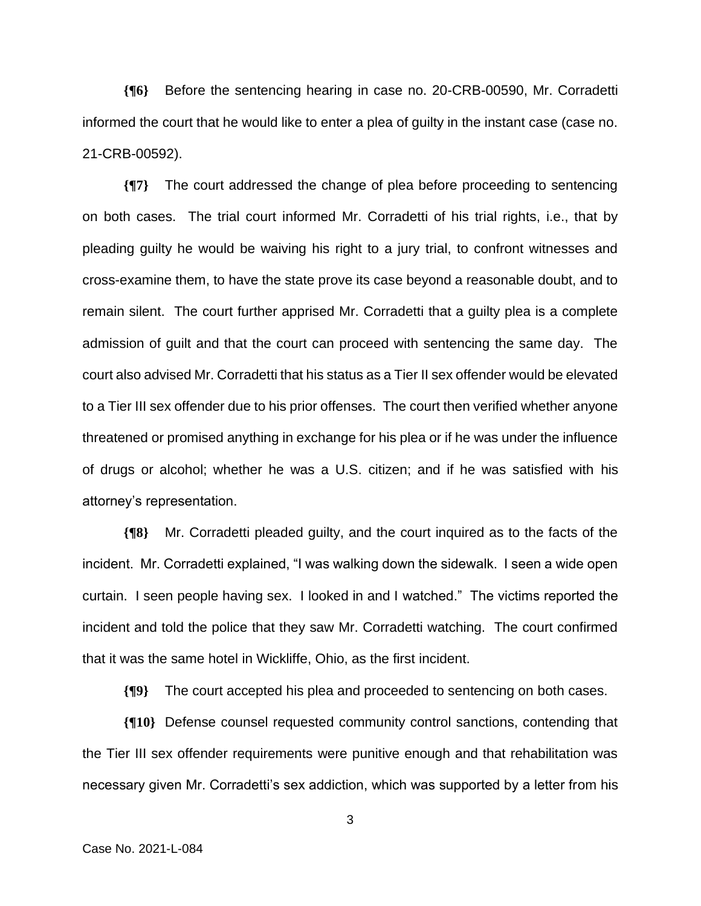**{¶6}** Before the sentencing hearing in case no. 20-CRB-00590, Mr. Corradetti informed the court that he would like to enter a plea of guilty in the instant case (case no. 21-CRB-00592).

**{¶7}** The court addressed the change of plea before proceeding to sentencing on both cases. The trial court informed Mr. Corradetti of his trial rights, i.e., that by pleading guilty he would be waiving his right to a jury trial, to confront witnesses and cross-examine them, to have the state prove its case beyond a reasonable doubt, and to remain silent. The court further apprised Mr. Corradetti that a guilty plea is a complete admission of guilt and that the court can proceed with sentencing the same day. The court also advised Mr. Corradetti that his status as a Tier II sex offender would be elevated to a Tier III sex offender due to his prior offenses. The court then verified whether anyone threatened or promised anything in exchange for his plea or if he was under the influence of drugs or alcohol; whether he was a U.S. citizen; and if he was satisfied with his attorney's representation.

**{¶8}** Mr. Corradetti pleaded guilty, and the court inquired as to the facts of the incident. Mr. Corradetti explained, "I was walking down the sidewalk. I seen a wide open curtain. I seen people having sex. I looked in and I watched." The victims reported the incident and told the police that they saw Mr. Corradetti watching. The court confirmed that it was the same hotel in Wickliffe, Ohio, as the first incident.

**{¶9}** The court accepted his plea and proceeded to sentencing on both cases.

**{¶10}** Defense counsel requested community control sanctions, contending that the Tier III sex offender requirements were punitive enough and that rehabilitation was necessary given Mr. Corradetti's sex addiction, which was supported by a letter from his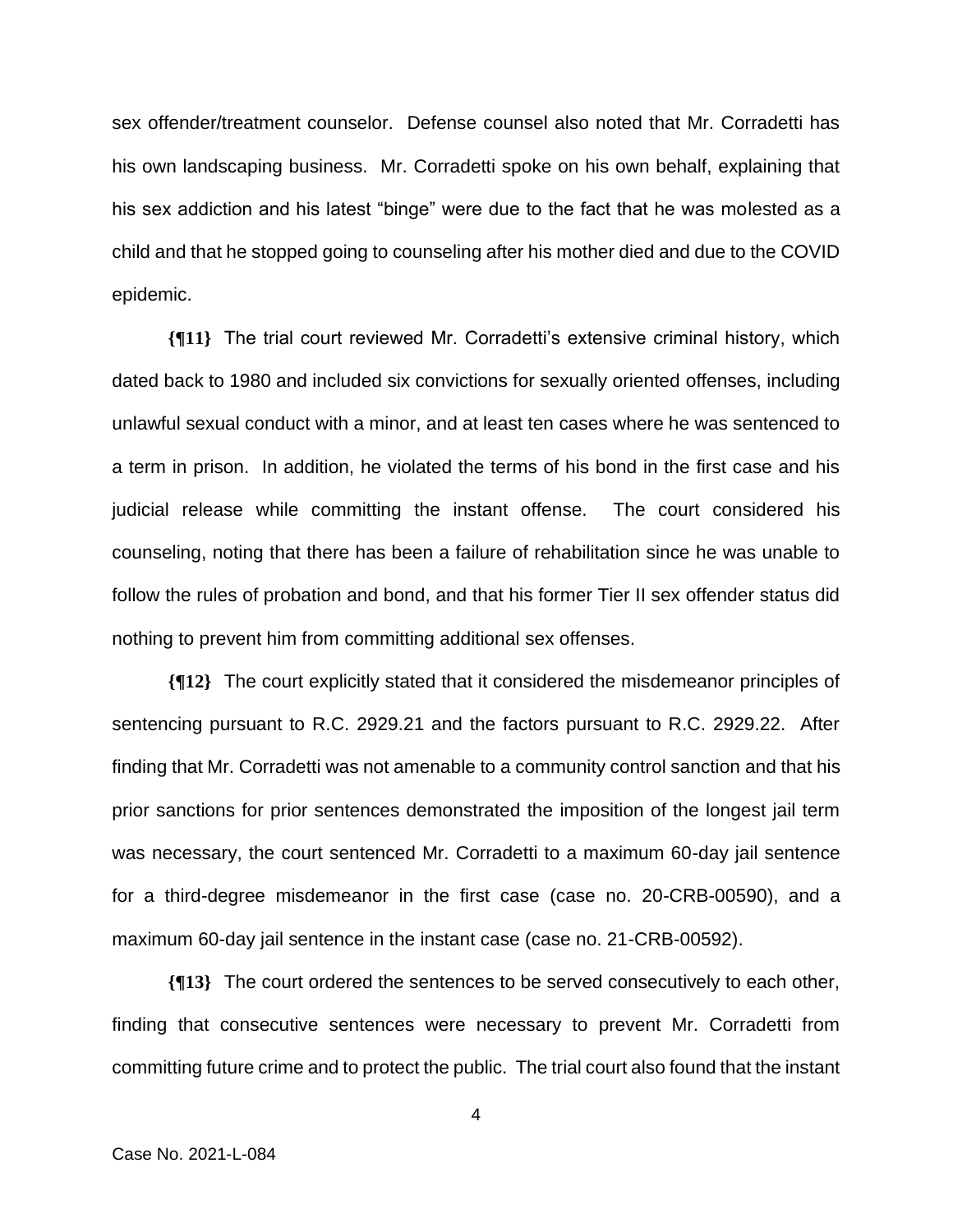sex offender/treatment counselor. Defense counsel also noted that Mr. Corradetti has his own landscaping business. Mr. Corradetti spoke on his own behalf, explaining that his sex addiction and his latest "binge" were due to the fact that he was molested as a child and that he stopped going to counseling after his mother died and due to the COVID epidemic.

**{¶11}** The trial court reviewed Mr. Corradetti's extensive criminal history, which dated back to 1980 and included six convictions for sexually oriented offenses, including unlawful sexual conduct with a minor, and at least ten cases where he was sentenced to a term in prison. In addition, he violated the terms of his bond in the first case and his judicial release while committing the instant offense. The court considered his counseling, noting that there has been a failure of rehabilitation since he was unable to follow the rules of probation and bond, and that his former Tier II sex offender status did nothing to prevent him from committing additional sex offenses.

**{¶12}** The court explicitly stated that it considered the misdemeanor principles of sentencing pursuant to R.C. 2929.21 and the factors pursuant to R.C. 2929.22. After finding that Mr. Corradetti was not amenable to a community control sanction and that his prior sanctions for prior sentences demonstrated the imposition of the longest jail term was necessary, the court sentenced Mr. Corradetti to a maximum 60-day jail sentence for a third-degree misdemeanor in the first case (case no. 20-CRB-00590), and a maximum 60-day jail sentence in the instant case (case no. 21-CRB-00592).

**{¶13}** The court ordered the sentences to be served consecutively to each other, finding that consecutive sentences were necessary to prevent Mr. Corradetti from committing future crime and to protect the public. The trial court also found that the instant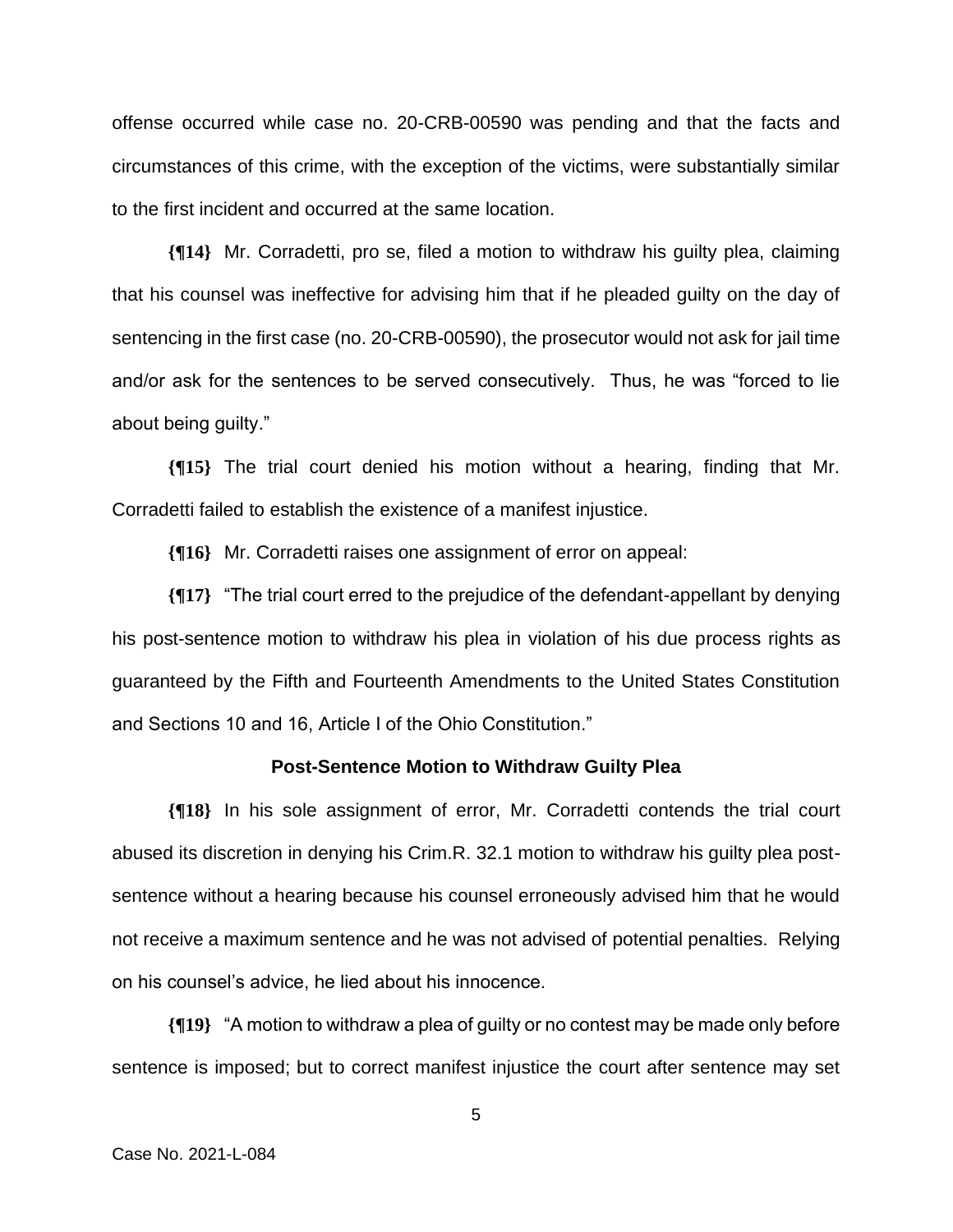offense occurred while case no. 20-CRB-00590 was pending and that the facts and circumstances of this crime, with the exception of the victims, were substantially similar to the first incident and occurred at the same location.

**{¶14}** Mr. Corradetti, pro se, filed a motion to withdraw his guilty plea, claiming that his counsel was ineffective for advising him that if he pleaded guilty on the day of sentencing in the first case (no. 20-CRB-00590), the prosecutor would not ask for jail time and/or ask for the sentences to be served consecutively. Thus, he was "forced to lie about being guilty."

**{¶15}** The trial court denied his motion without a hearing, finding that Mr. Corradetti failed to establish the existence of a manifest injustice.

**{¶16}** Mr. Corradetti raises one assignment of error on appeal:

**{¶17}** "The trial court erred to the prejudice of the defendant-appellant by denying his post-sentence motion to withdraw his plea in violation of his due process rights as guaranteed by the Fifth and Fourteenth Amendments to the United States Constitution and Sections 10 and 16, Article I of the Ohio Constitution."

### Post-Sentence Motion to Withdraw Guilty Plea

**{¶18}** In his sole assignment of error, Mr. Corradetti contends the trial court abused its discretion in denying his Crim.R. 32.1 motion to withdraw his guilty plea post-sentence without a hearing because his counsel erroneously advised him that he would not receive a maximum sentence and he was not advised of potential penalties. Relying on his counsel's advice, he lied about his innocence.

**{¶19}** "A motion to withdraw a plea of guilty or no contest may be made only before sentence is imposed; but to correct manifest injustice the court after sentence may set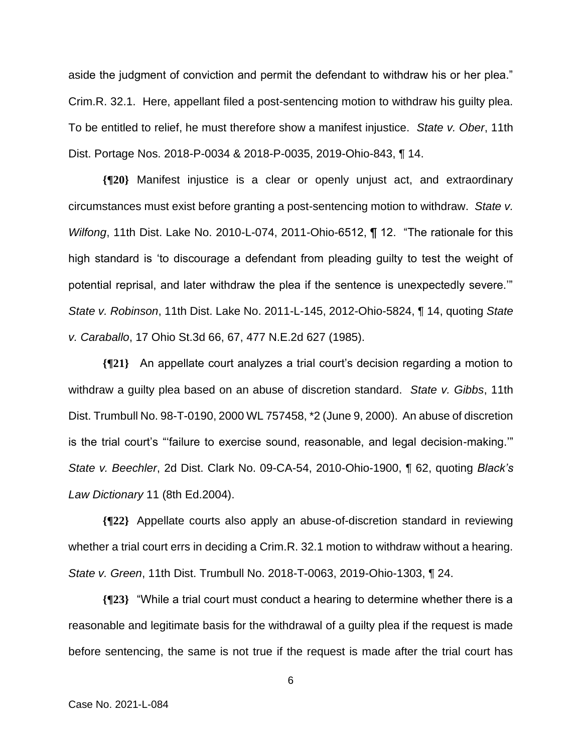aside the judgment of conviction and permit the defendant to withdraw his or her plea." Crim.R. 32.1. Here, appellant filed a post-sentencing motion to withdraw his guilty plea. To be entitled to relief, he must therefore show a manifest injustice. *State v. Ober*, 11th Dist. Portage Nos. 2018-P-0034 & 2018-P-0035, 2019-Ohio-843, ¶ 14.

**{¶20}** Manifest injustice is a clear or openly unjust act, and extraordinary circumstances must exist before granting a post-sentencing motion to withdraw. *State v. Wilfong*, 11th Dist. Lake No. 2010-L-074, 2011-Ohio-6512, ¶ 12. "The rationale for this high standard is 'to discourage a defendant from pleading guilty to test the weight of potential reprisal, and later withdraw the plea if the sentence is unexpectedly severe.'" *State v. Robinson*, 11th Dist. Lake No. 2011-L-145, 2012-Ohio-5824, ¶ 14, quoting *State v. Caraballo*, 17 Ohio St.3d 66, 67, 477 N.E.2d 627 (1985).

**{¶21}** An appellate court analyzes a trial court's decision regarding a motion to withdraw a guilty plea based on an abuse of discretion standard. *State v. Gibbs*, 11th Dist. Trumbull No. 98-T-0190, 2000 WL 757458, *2 (June 9, 2000). An abuse of discretion is the trial court's "'failure to exercise sound, reasonable, and legal decision-making.'" *State v. Beechler*, 2d Dist. Clark No. 09-CA-54, 2010-Ohio-1900, ¶ 62, quoting *Black's Law Dictionary* 11 (8th Ed.2004).

**{¶22}** Appellate courts also apply an abuse-of-discretion standard in reviewing whether a trial court errs in deciding a Crim.R. 32.1 motion to withdraw without a hearing. *State v. Green*, 11th Dist. Trumbull No. 2018-T-0063, 2019-Ohio-1303, ¶ 24.

**{¶23}** "While a trial court must conduct a hearing to determine whether there is a reasonable and legitimate basis for the withdrawal of a guilty plea if the request is made before sentencing, the same is not true if the request is made after the trial court has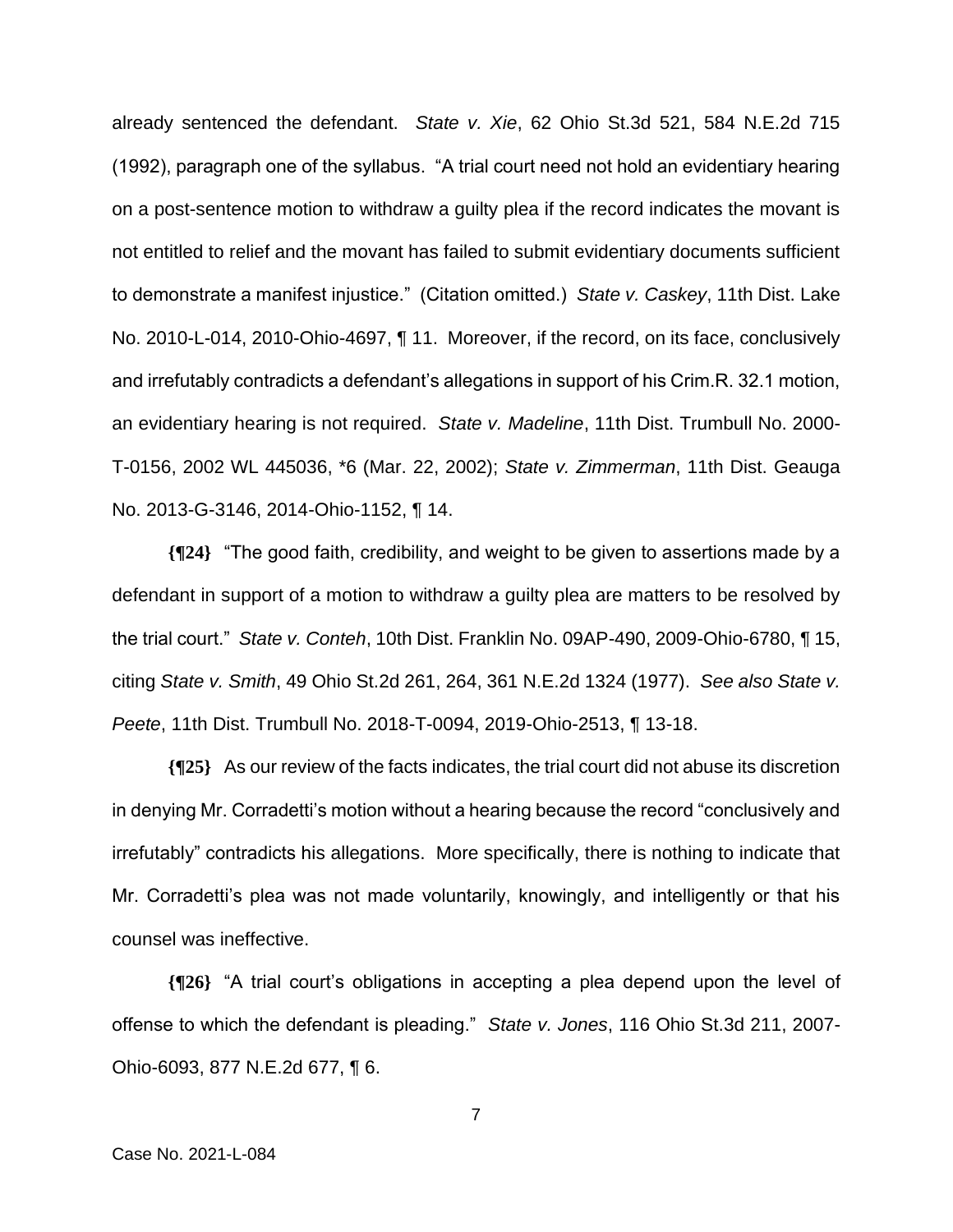already sentenced the defendant. *State v. Xie*, 62 Ohio St.3d 521, 584 N.E.2d 715 (1992), paragraph one of the syllabus. "A trial court need not hold an evidentiary hearing on a post-sentence motion to withdraw a guilty plea if the record indicates the movant is not entitled to relief and the movant has failed to submit evidentiary documents sufficient to demonstrate a manifest injustice." (Citation omitted.) *State v. Caskey*, 11th Dist. Lake No. 2010-L-014, 2010-Ohio-4697, ¶ 11. Moreover, if the record, on its face, conclusively and irrefutably contradicts a defendant's allegations in support of his Crim.R. 32.1 motion, an evidentiary hearing is not required. *State v. Madeline*, 11th Dist. Trumbull No. 2000-T-0156, 2002 WL 445036, *6 (Mar. 22, 2002); *State v. Zimmerman*, 11th Dist. Geauga No. 2013-G-3146, 2014-Ohio-1152, ¶ 14.

**{¶24}** "The good faith, credibility, and weight to be given to assertions made by a defendant in support of a motion to withdraw a guilty plea are matters to be resolved by the trial court." *State v. Conteh*, 10th Dist. Franklin No. 09AP-490, 2009-Ohio-6780, ¶ 15, citing *State v. Smith*, 49 Ohio St.2d 261, 264, 361 N.E.2d 1324 (1977). *See also State v. Peete*, 11th Dist. Trumbull No. 2018-T-0094, 2019-Ohio-2513, ¶ 13-18.

**{¶25}** As our review of the facts indicates, the trial court did not abuse its discretion in denying Mr. Corradetti's motion without a hearing because the record "conclusively and irrefutably" contradicts his allegations. More specifically, there is nothing to indicate that Mr. Corradetti's plea was not made voluntarily, knowingly, and intelligently or that his counsel was ineffective.

**{¶26}** "A trial court's obligations in accepting a plea depend upon the level of offense to which the defendant is pleading." *State v. Jones*, 116 Ohio St.3d 211, 2007-Ohio-6093, 877 N.E.2d 677, ¶ 6.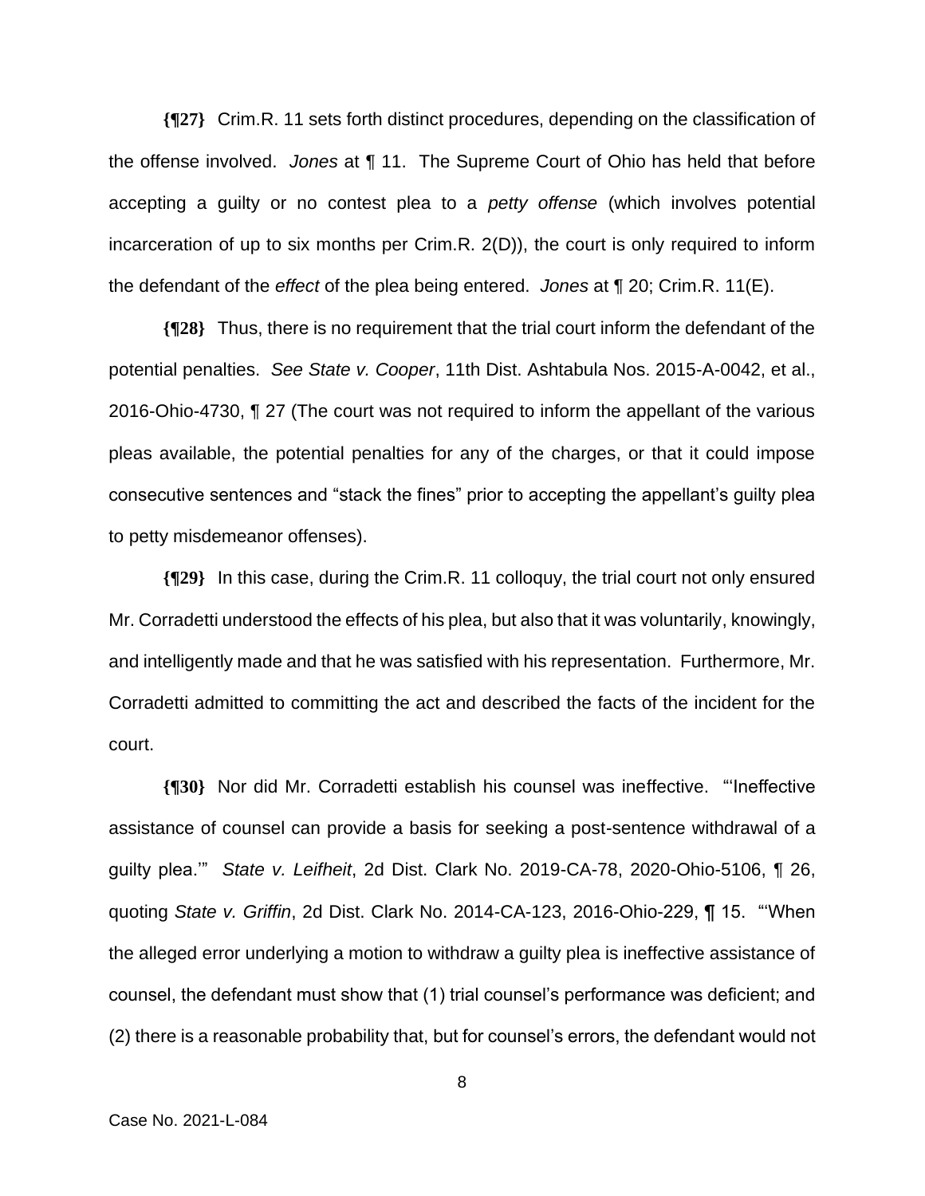**{¶27}** Crim.R. 11 sets forth distinct procedures, depending on the classification of the offense involved. *Jones* at ¶ 11. The Supreme Court of Ohio has held that before accepting a guilty or no contest plea to a *petty offense* (which involves potential incarceration of up to six months per Crim.R. 2(D)), the court is only required to inform the defendant of the *effect* of the plea being entered. *Jones* at ¶ 20; Crim.R. 11(E).

**{¶28}** Thus, there is no requirement that the trial court inform the defendant of the potential penalties. *See State v. Cooper*, 11th Dist. Ashtabula Nos. 2015-A-0042, et al., 2016-Ohio-4730, ¶ 27 (The court was not required to inform the appellant of the various pleas available, the potential penalties for any of the charges, or that it could impose consecutive sentences and "stack the fines" prior to accepting the appellant's guilty plea to petty misdemeanor offenses).

**{¶29}** In this case, during the Crim.R. 11 colloquy, the trial court not only ensured Mr. Corradetti understood the effects of his plea, but also that it was voluntarily, knowingly, and intelligently made and that he was satisfied with his representation. Furthermore, Mr. Corradetti admitted to committing the act and described the facts of the incident for the court.

**{¶30}** Nor did Mr. Corradetti establish his counsel was ineffective. "'Ineffective assistance of counsel can provide a basis for seeking a post-sentence withdrawal of a guilty plea.'" *State v. Leifheit*, 2d Dist. Clark No. 2019-CA-78, 2020-Ohio-5106, ¶ 26, quoting *State v. Griffin*, 2d Dist. Clark No. 2014-CA-123, 2016-Ohio-229, ¶ 15. "'When the alleged error underlying a motion to withdraw a guilty plea is ineffective assistance of counsel, the defendant must show that (1) trial counsel's performance was deficient; and (2) there is a reasonable probability that, but for counsel's errors, the defendant would not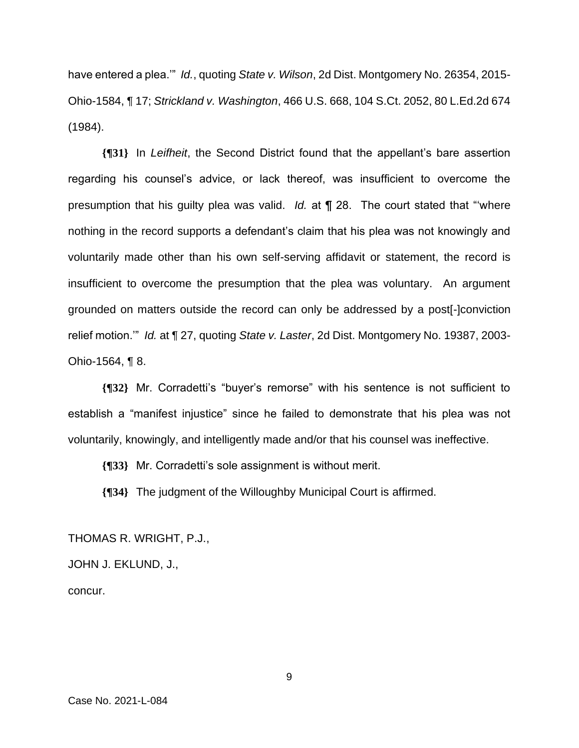have entered a plea.'" *Id.*, quoting *State v. Wilson*, 2d Dist. Montgomery No. 26354, 2015-Ohio-1584, ¶ 17; *Strickland v. Washington*, 466 U.S. 668, 104 S.Ct. 2052, 80 L.Ed.2d 674 (1984).

**{¶31}** In *Leifheit*, the Second District found that the appellant's bare assertion regarding his counsel's advice, or lack thereof, was insufficient to overcome the presumption that his guilty plea was valid. *Id.* at ¶ 28. The court stated that "'where nothing in the record supports a defendant's claim that his plea was not knowingly and voluntarily made other than his own self-serving affidavit or statement, the record is insufficient to overcome the presumption that the plea was voluntary. An argument grounded on matters outside the record can only be addressed by a post[-]conviction relief motion.'" *Id.* at ¶ 27, quoting *State v. Laster*, 2d Dist. Montgomery No. 19387, 2003-Ohio-1564, ¶ 8.

**{¶32}** Mr. Corradetti's "buyer's remorse" with his sentence is not sufficient to establish a "manifest injustice" since he failed to demonstrate that his plea was not voluntarily, knowingly, and intelligently made and/or that his counsel was ineffective.

**{¶33}** Mr. Corradetti's sole assignment is without merit.

**{¶34}** The judgment of the Willoughby Municipal Court is affirmed.

THOMAS R. WRIGHT, P.J.,

JOHN J. EKLUND, J.,

concur.